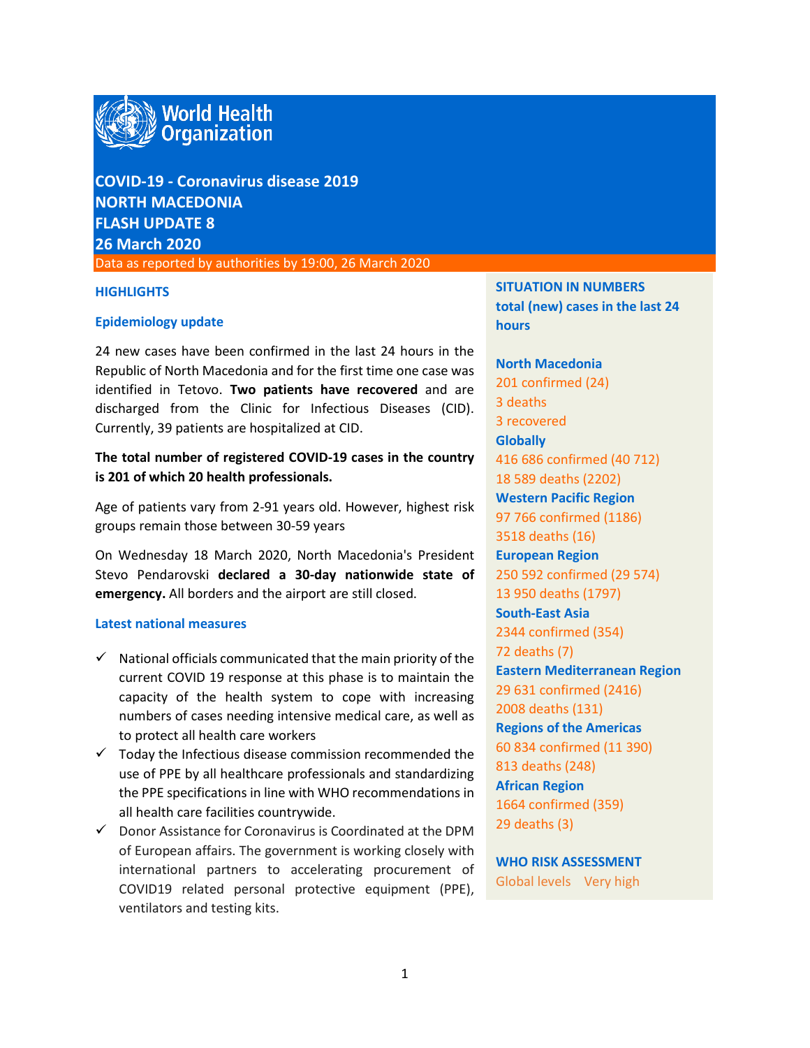# World Health Organization

**COVID-19 - Coronavirus disease 2019**
**NORTH MACEDONIA**
**FLASH UPDATE 8**
**26 March 2020**

Data as reported by authorities by 19:00, 26 March 2020

## HIGHLIGHTS

### Epidemiology update

24 new cases have been confirmed in the last 24 hours in the Republic of North Macedonia and for the first time one case was identified in Tetovo. **Two patients have recovered** and are discharged from the Clinic for Infectious Diseases (CID). Currently, 39 patients are hospitalized at CID.

**The total number of registered COVID-19 cases in the country is 201 of which 20 health professionals.**

Age of patients vary from 2-91 years old. However, highest risk groups remain those between 30-59 years

On Wednesday 18 March 2020, North Macedonia's President Stevo Pendarovski **declared a 30-day nationwide state of emergency.** All borders and the airport are still closed.

### Latest national measures

- ✓ National officials communicated that the main priority of the current COVID 19 response at this phase is to maintain the capacity of the health system to cope with increasing numbers of cases needing intensive medical care, as well as to protect all health care workers
- ✓ Today the Infectious disease commission recommended the use of PPE by all healthcare professionals and standardizing the PPE specifications in line with WHO recommendations in all health care facilities countrywide.
- ✓ Donor Assistance for Coronavirus is Coordinated at the DPM of European affairs. The government is working closely with international partners to accelerating procurement of COVID19 related personal protective equipment (PPE), ventilators and testing kits.

## SITUATION IN NUMBERS

**total (new) cases in the last 24 hours**

**North Macedonia**
201 confirmed (24)
3 deaths
3 recovered

**Globally**
416 686 confirmed (40 712)
18 589 deaths (2202)

**Western Pacific Region**
97 766 confirmed (1186)
3518 deaths (16)

**European Region**
250 592 confirmed (29 574)
13 950 deaths (1797)

**South-East Asia**
2344 confirmed (354)
72 deaths (7)

**Eastern Mediterranean Region**
29 631 confirmed (2416)
2008 deaths (131)

**Regions of the Americas**
60 834 confirmed (11 390)
813 deaths (248)

**African Region**
1664 confirmed (359)
29 deaths (3)

**WHO RISK ASSESSMENT**
Global levels Very high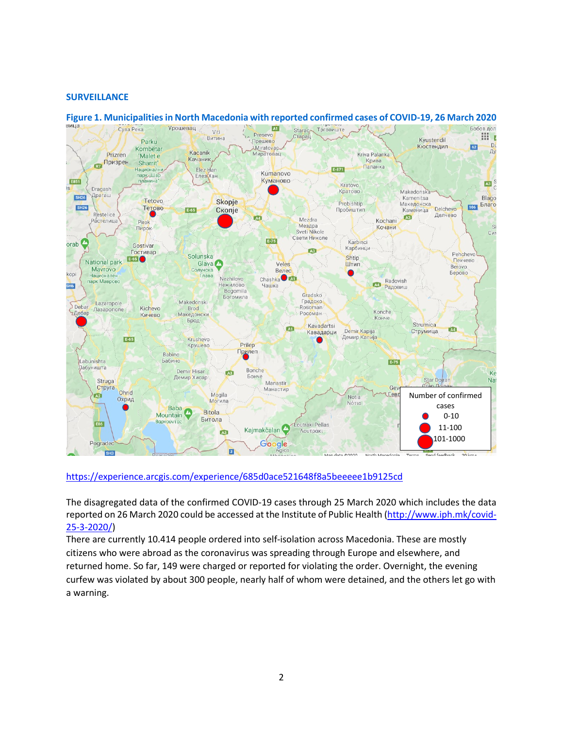## SURVEILLANCE

**Figure 1. Municipalities in North Macedonia with reported confirmed cases of COVID-19, 26 March 2020**

https://experience.arcgis.com/experience/685d0ace521648f8a5beeeee1b9125cd

The disagregated data of the confirmed COVID-19 cases through 25 March 2020 which includes the data reported on 26 March 2020 could be accessed at the Institute of Public Health (http://www.iph.mk/covid-25-3-2020/)

There are currently 10.414 people ordered into self-isolation across Macedonia. These are mostly citizens who were abroad as the coronavirus was spreading through Europe and elsewhere, and returned home. So far, 149 were charged or reported for violating the order. Overnight, the evening curfew was violated by about 300 people, nearly half of whom were detained, and the others let go with a warning.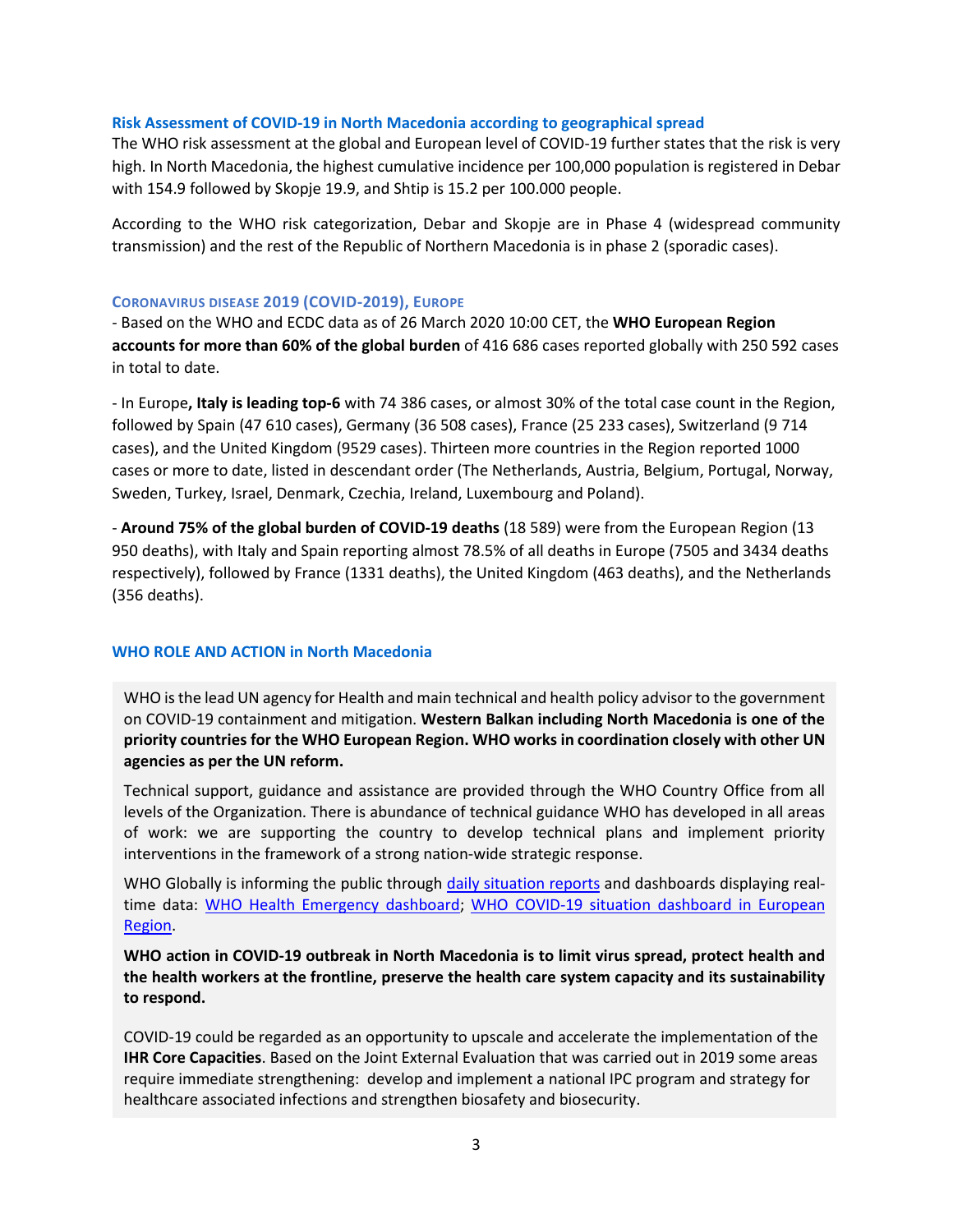## Risk Assessment of COVID-19 in North Macedonia according to geographical spread

The WHO risk assessment at the global and European level of COVID-19 further states that the risk is very high. In North Macedonia, the highest cumulative incidence per 100,000 population is registered in Debar with 154.9 followed by Skopje 19.9, and Shtip is 15.2 per 100.000 people.

According to the WHO risk categorization, Debar and Skopje are in Phase 4 (widespread community transmission) and the rest of the Republic of Northern Macedonia is in phase 2 (sporadic cases).

## Coronavirus disease 2019 (COVID-2019), Europe

- Based on the WHO and ECDC data as of 26 March 2020 10:00 CET, the **WHO European Region accounts for more than 60% of the global burden** of 416 686 cases reported globally with 250 592 cases in total to date.

- In Europe**, Italy is leading top-6** with 74 386 cases, or almost 30% of the total case count in the Region, followed by Spain (47 610 cases), Germany (36 508 cases), France (25 233 cases), Switzerland (9 714 cases), and the United Kingdom (9529 cases). Thirteen more countries in the Region reported 1000 cases or more to date, listed in descendant order (The Netherlands, Austria, Belgium, Portugal, Norway, Sweden, Turkey, Israel, Denmark, Czechia, Ireland, Luxembourg and Poland).

- **Around 75% of the global burden of COVID-19 deaths** (18 589) were from the European Region (13 950 deaths), with Italy and Spain reporting almost 78.5% of all deaths in Europe (7505 and 3434 deaths respectively), followed by France (1331 deaths), the United Kingdom (463 deaths), and the Netherlands (356 deaths).

## WHO ROLE AND ACTION in North Macedonia

WHO is the lead UN agency for Health and main technical and health policy advisor to the government on COVID-19 containment and mitigation. **Western Balkan including North Macedonia is one of the priority countries for the WHO European Region. WHO works in coordination closely with other UN agencies as per the UN reform.**

Technical support, guidance and assistance are provided through the WHO Country Office from all levels of the Organization. There is abundance of technical guidance WHO has developed in all areas of work: we are supporting the country to develop technical plans and implement priority interventions in the framework of a strong nation-wide strategic response.

WHO Globally is informing the public through daily situation reports and dashboards displaying real-time data: WHO Health Emergency dashboard; WHO COVID-19 situation dashboard in European Region.

**WHO action in COVID-19 outbreak in North Macedonia is to limit virus spread, protect health and the health workers at the frontline, preserve the health care system capacity and its sustainability to respond.**

COVID-19 could be regarded as an opportunity to upscale and accelerate the implementation of the **IHR Core Capacities**. Based on the Joint External Evaluation that was carried out in 2019 some areas require immediate strengthening: develop and implement a national IPC program and strategy for healthcare associated infections and strengthen biosafety and biosecurity.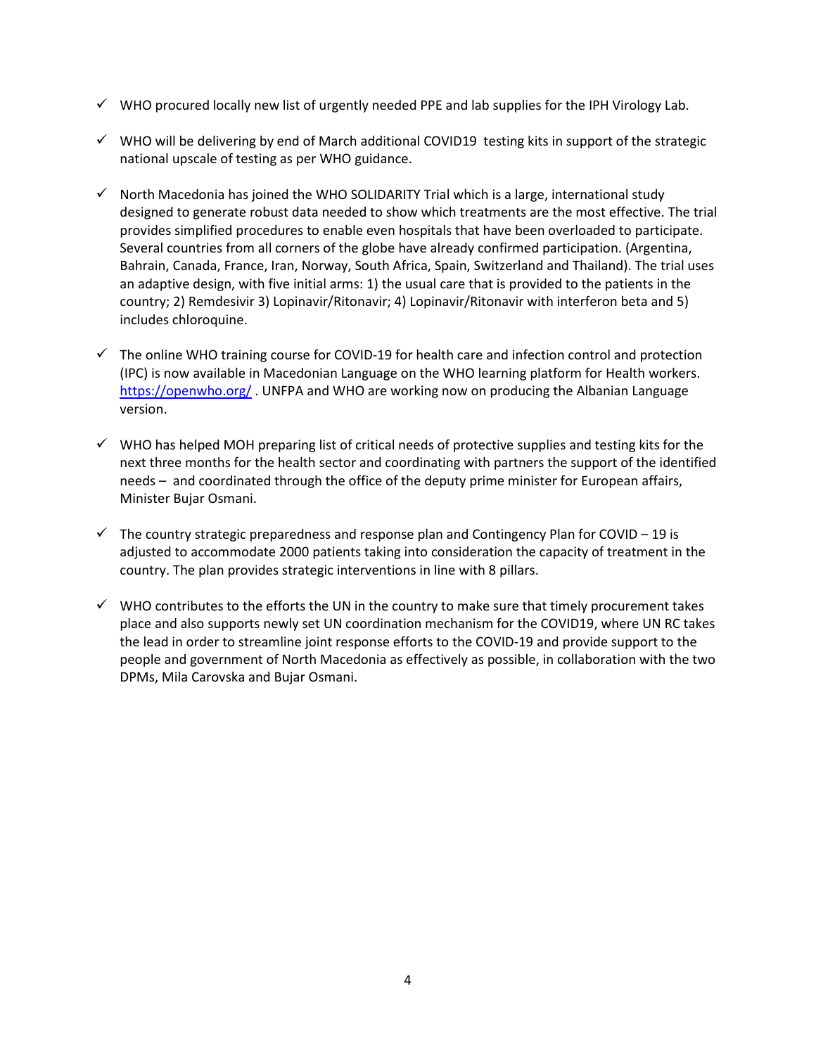- ✓ WHO procured locally new list of urgently needed PPE and lab supplies for the IPH Virology Lab.

- ✓ WHO will be delivering by end of March additional COVID19 testing kits in support of the strategic national upscale of testing as per WHO guidance.

- ✓ North Macedonia has joined the WHO SOLIDARITY Trial which is a large, international study designed to generate robust data needed to show which treatments are the most effective. The trial provides simplified procedures to enable even hospitals that have been overloaded to participate. Several countries from all corners of the globe have already confirmed participation. (Argentina, Bahrain, Canada, France, Iran, Norway, South Africa, Spain, Switzerland and Thailand). The trial uses an adaptive design, with five initial arms: 1) the usual care that is provided to the patients in the country; 2) Remdesivir 3) Lopinavir/Ritonavir; 4) Lopinavir/Ritonavir with interferon beta and 5) includes chloroquine.

- ✓ The online WHO training course for COVID-19 for health care and infection control and protection (IPC) is now available in Macedonian Language on the WHO learning platform for Health workers. [https://openwho.org/](https://openwho.org/) . UNFPA and WHO are working now on producing the Albanian Language version.

- ✓ WHO has helped MOH preparing list of critical needs of protective supplies and testing kits for the next three months for the health sector and coordinating with partners the support of the identified needs – and coordinated through the office of the deputy prime minister for European affairs, Minister Bujar Osmani.

- ✓ The country strategic preparedness and response plan and Contingency Plan for COVID – 19 is adjusted to accommodate 2000 patients taking into consideration the capacity of treatment in the country. The plan provides strategic interventions in line with 8 pillars.

- ✓ WHO contributes to the efforts the UN in the country to make sure that timely procurement takes place and also supports newly set UN coordination mechanism for the COVID19, where UN RC takes the lead in order to streamline joint response efforts to the COVID-19 and provide support to the people and government of North Macedonia as effectively as possible, in collaboration with the two DPMs, Mila Carovska and Bujar Osmani.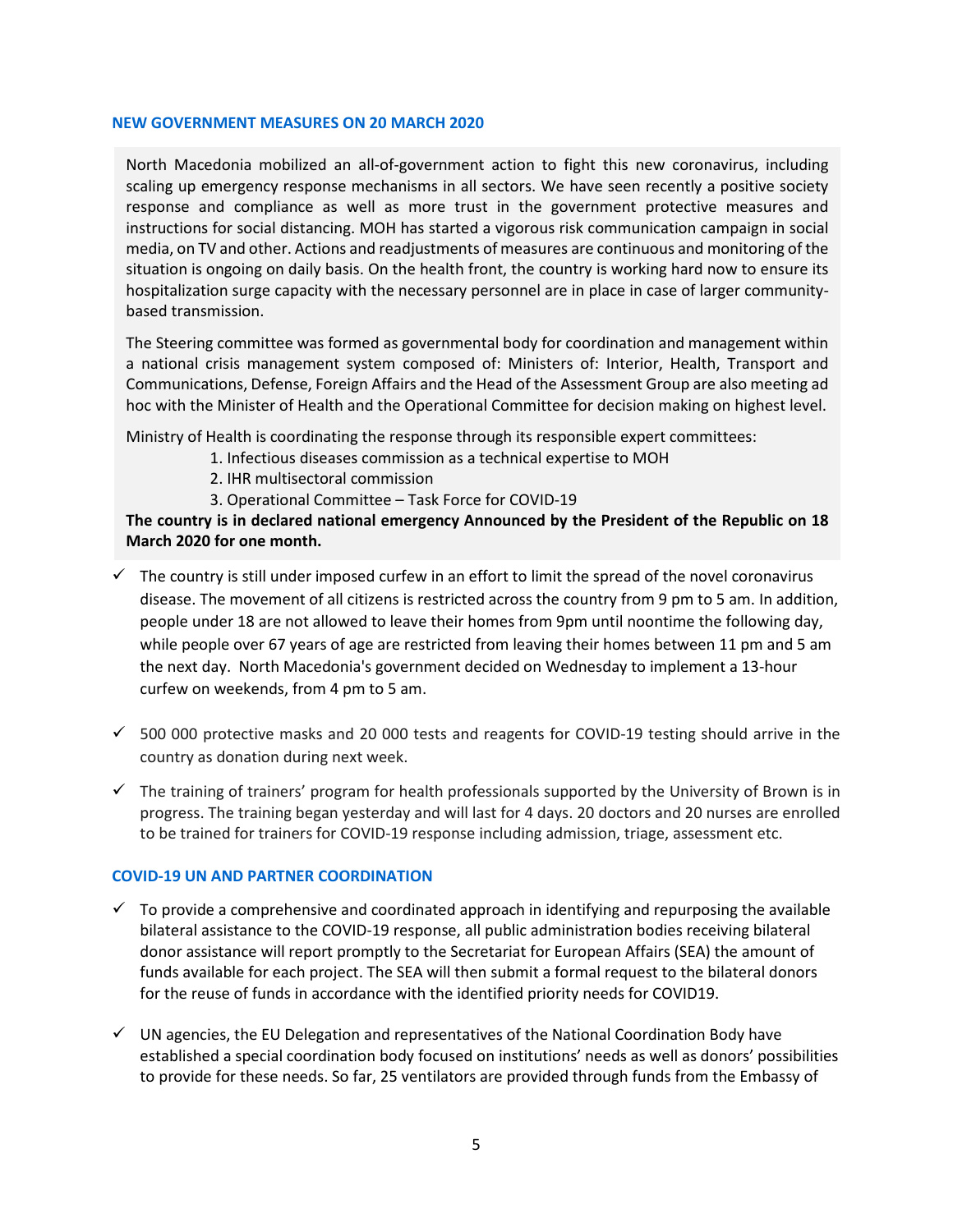## NEW GOVERNMENT MEASURES ON 20 MARCH 2020

North Macedonia mobilized an all-of-government action to fight this new coronavirus, including scaling up emergency response mechanisms in all sectors. We have seen recently a positive society response and compliance as well as more trust in the government protective measures and instructions for social distancing. MOH has started a vigorous risk communication campaign in social media, on TV and other. Actions and readjustments of measures are continuous and monitoring of the situation is ongoing on daily basis. On the health front, the country is working hard now to ensure its hospitalization surge capacity with the necessary personnel are in place in case of larger community-based transmission.

The Steering committee was formed as governmental body for coordination and management within a national crisis management system composed of: Ministers of: Interior, Health, Transport and Communications, Defense, Foreign Affairs and the Head of the Assessment Group are also meeting ad hoc with the Minister of Health and the Operational Committee for decision making on highest level.

Ministry of Health is coordinating the response through its responsible expert committees:

1. Infectious diseases commission as a technical expertise to MOH
2. IHR multisectoral commission
3. Operational Committee – Task Force for COVID-19

**The country is in declared national emergency Announced by the President of the Republic on 18 March 2020 for one month.**

- ✓ The country is still under imposed curfew in an effort to limit the spread of the novel coronavirus disease. The movement of all citizens is restricted across the country from 9 pm to 5 am. In addition, people under 18 are not allowed to leave their homes from 9pm until noontime the following day, while people over 67 years of age are restricted from leaving their homes between 11 pm and 5 am the next day. North Macedonia's government decided on Wednesday to implement a 13-hour curfew on weekends, from 4 pm to 5 am.

- ✓ 500 000 protective masks and 20 000 tests and reagents for COVID-19 testing should arrive in the country as donation during next week.

- ✓ The training of trainers' program for health professionals supported by the University of Brown is in progress. The training began yesterday and will last for 4 days. 20 doctors and 20 nurses are enrolled to be trained for trainers for COVID-19 response including admission, triage, assessment etc.

## COVID-19 UN AND PARTNER COORDINATION

- ✓ To provide a comprehensive and coordinated approach in identifying and repurposing the available bilateral assistance to the COVID-19 response, all public administration bodies receiving bilateral donor assistance will report promptly to the Secretariat for European Affairs (SEA) the amount of funds available for each project. The SEA will then submit a formal request to the bilateral donors for the reuse of funds in accordance with the identified priority needs for COVID19.

- ✓ UN agencies, the EU Delegation and representatives of the National Coordination Body have established a special coordination body focused on institutions' needs as well as donors' possibilities to provide for these needs. So far, 25 ventilators are provided through funds from the Embassy of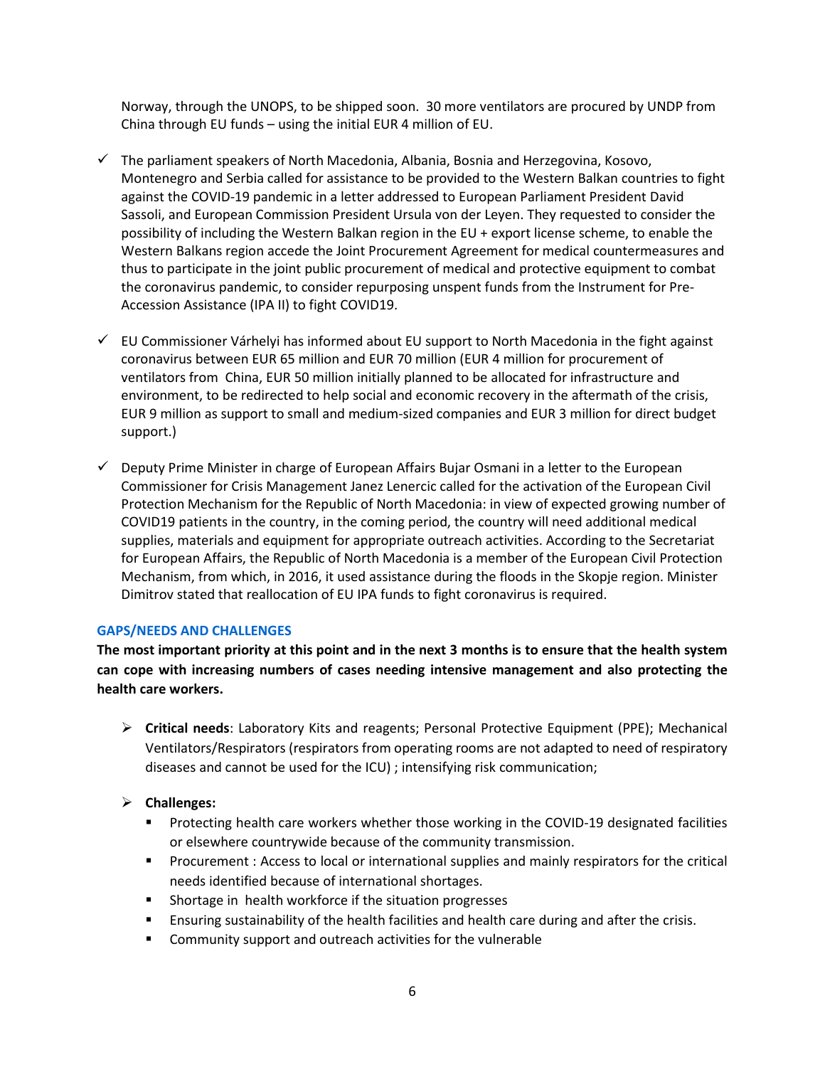Norway, through the UNOPS, to be shipped soon. 30 more ventilators are procured by UNDP from China through EU funds – using the initial EUR 4 million of EU.

- ✓ The parliament speakers of North Macedonia, Albania, Bosnia and Herzegovina, Kosovo, Montenegro and Serbia called for assistance to be provided to the Western Balkan countries to fight against the COVID-19 pandemic in a letter addressed to European Parliament President David Sassoli, and European Commission President Ursula von der Leyen. They requested to consider the possibility of including the Western Balkan region in the EU + export license scheme, to enable the Western Balkans region accede the Joint Procurement Agreement for medical countermeasures and thus to participate in the joint public procurement of medical and protective equipment to combat the coronavirus pandemic, to consider repurposing unspent funds from the Instrument for Pre-Accession Assistance (IPA II) to fight COVID19.

- ✓ EU Commissioner Várhelyi has informed about EU support to North Macedonia in the fight against coronavirus between EUR 65 million and EUR 70 million (EUR 4 million for procurement of ventilators from China, EUR 50 million initially planned to be allocated for infrastructure and environment, to be redirected to help social and economic recovery in the aftermath of the crisis, EUR 9 million as support to small and medium-sized companies and EUR 3 million for direct budget support.)

- ✓ Deputy Prime Minister in charge of European Affairs Bujar Osmani in a letter to the European Commissioner for Crisis Management Janez Lenercic called for the activation of the European Civil Protection Mechanism for the Republic of North Macedonia: in view of expected growing number of COVID19 patients in the country, in the coming period, the country will need additional medical supplies, materials and equipment for appropriate outreach activities. According to the Secretariat for European Affairs, the Republic of North Macedonia is a member of the European Civil Protection Mechanism, from which, in 2016, it used assistance during the floods in the Skopje region. Minister Dimitrov stated that reallocation of EU IPA funds to fight coronavirus is required.

## GAPS/NEEDS AND CHALLENGES

**The most important priority at this point and in the next 3 months is to ensure that the health system can cope with increasing numbers of cases needing intensive management and also protecting the health care workers.**

- **Critical needs**: Laboratory Kits and reagents; Personal Protective Equipment (PPE); Mechanical Ventilators/Respirators (respirators from operating rooms are not adapted to need of respiratory diseases and cannot be used for the ICU) ; intensifying risk communication;

- **Challenges:**
  - Protecting health care workers whether those working in the COVID-19 designated facilities or elsewhere countrywide because of the community transmission.
  - Procurement : Access to local or international supplies and mainly respirators for the critical needs identified because of international shortages.
  - Shortage in health workforce if the situation progresses
  - Ensuring sustainability of the health facilities and health care during and after the crisis.
  - Community support and outreach activities for the vulnerable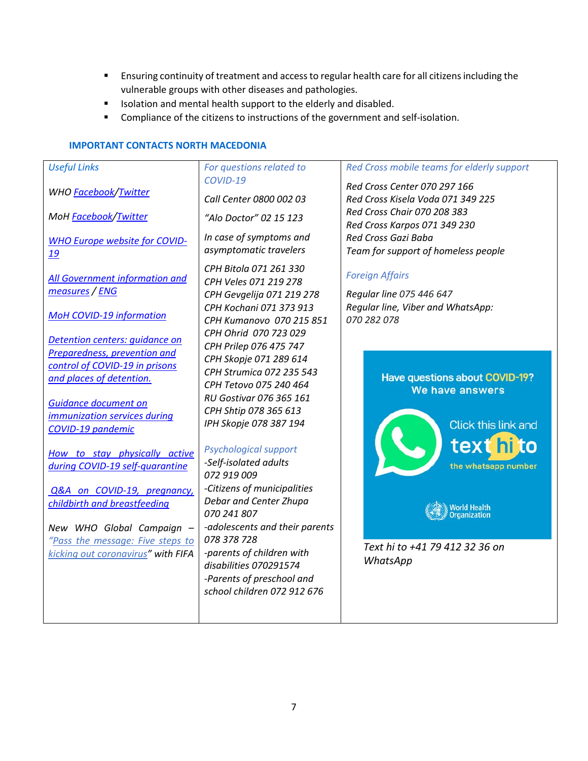- Ensuring continuity of treatment and access to regular health care for all citizens including the vulnerable groups with other diseases and pathologies.
- Isolation and mental health support to the elderly and disabled.
- Compliance of the citizens to instructions of the government and self-isolation.

### IMPORTANT CONTACTS NORTH MACEDONIA

| | | |
|---|---|---|
| *Useful Links*<br><br>*WHO Facebook/Twitter*<br><br>*MoH Facebook/Twitter*<br><br>*WHO Europe website for COVID-19*<br><br>*All Government information and measures / ENG*<br><br>*MoH COVID-19 information*<br><br>*Detention centers: guidance on Preparedness, prevention and control of COVID-19 in prisons and places of detention.*<br><br>*Guidance document on immunization services during COVID-19 pandemic*<br><br>*How to stay physically active during COVID-19 self-quarantine*<br><br>*Q&A on COVID-19, pregnancy, childbirth and breastfeeding*<br><br>*New WHO Global Campaign – "Pass the message: Five steps to kicking out coronavirus" with FIFA* | *For questions related to COVID-19*<br><br>*Call Center 0800 002 03*<br><br>*"Alo Doctor" 02 15 123*<br><br>*In case of symptoms and asymptomatic travelers*<br><br>*CPH Bitola 071 261 330*<br>*CPH Veles 071 219 278*<br>*CPH Gevgelija 071 219 278*<br>*CPH Kochani 071 373 913*<br>*CPH Kumanovo 070 215 851*<br>*CPH Ohrid 070 723 029*<br>*CPH Prilep 076 475 747*<br>*CPH Skopje 071 289 614*<br>*CPH Strumica 072 235 543*<br>*CPH Tetovo 075 240 464*<br>*RU Gostivar 076 365 161*<br>*CPH Shtip 078 365 613*<br>*IPH Skopje 078 387 194*<br><br>*Psychological support*<br>*-Self-isolated adults 072 919 009*<br>*-Citizens of municipalities Debar and Center Zhupa 070 241 807*<br>*-adolescents and their parents 078 378 728*<br>*-parents of children with disabilities 070291574*<br>*-Parents of preschool and school children 072 912 676* | *Red Cross mobile teams for elderly support*<br><br>*Red Cross Center 070 297 166*<br>*Red Cross Kisela Voda 071 349 225*<br>*Red Cross Chair 070 208 383*<br>*Red Cross Karpos 071 349 230*<br>*Red Cross Gazi Baba*<br>*Team for support of homeless people*<br><br>*Foreign Affairs*<br><br>*Regular line 075 446 647*<br>*Regular line, Viber and WhatsApp: 070 282 078*<br><br>Have questions about COVID-19? We have answers<br>Click this link and text hi to the whatsapp number<br>World Health Organization<br><br>*Text hi to +41 79 412 32 36 on WhatsApp* |